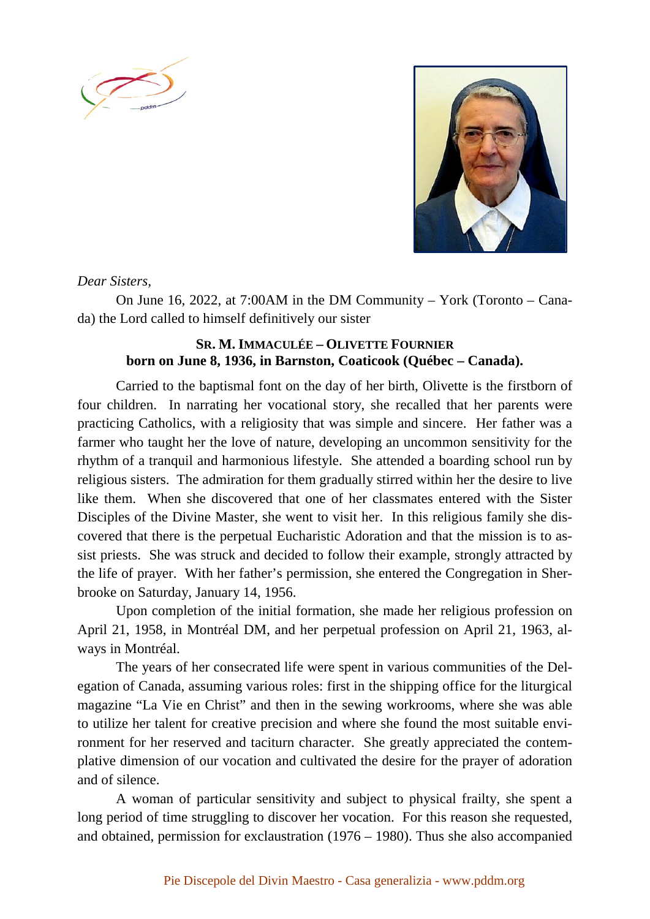*Dear Sisters,*

On June 16, 2022, at 7:00AM in the DM Community – York (Toronto – Canada) the Lord called to himself definitively our sister

**SR. M. IMMACULÉE – OLIVETTE FOURNIER**
**born on June 8, 1936, in Barnston, Coaticook (Québec – Canada).**

Carried to the baptismal font on the day of her birth, Olivette is the firstborn of four children. In narrating her vocational story, she recalled that her parents were practicing Catholics, with a religiosity that was simple and sincere. Her father was a farmer who taught her the love of nature, developing an uncommon sensitivity for the rhythm of a tranquil and harmonious lifestyle. She attended a boarding school run by religious sisters. The admiration for them gradually stirred within her the desire to live like them. When she discovered that one of her classmates entered with the Sister Disciples of the Divine Master, she went to visit her. In this religious family she discovered that there is the perpetual Eucharistic Adoration and that the mission is to assist priests. She was struck and decided to follow their example, strongly attracted by the life of prayer. With her father's permission, she entered the Congregation in Sherbrooke on Saturday, January 14, 1956.

Upon completion of the initial formation, she made her religious profession on April 21, 1958, in Montréal DM, and her perpetual profession on April 21, 1963, always in Montréal.

The years of her consecrated life were spent in various communities of the Delegation of Canada, assuming various roles: first in the shipping office for the liturgical magazine "La Vie en Christ" and then in the sewing workrooms, where she was able to utilize her talent for creative precision and where she found the most suitable environment for her reserved and taciturn character. She greatly appreciated the contemplative dimension of our vocation and cultivated the desire for the prayer of adoration and of silence.

A woman of particular sensitivity and subject to physical frailty, she spent a long period of time struggling to discover her vocation. For this reason she requested, and obtained, permission for exclaustration (1976 – 1980). Thus she also accompanied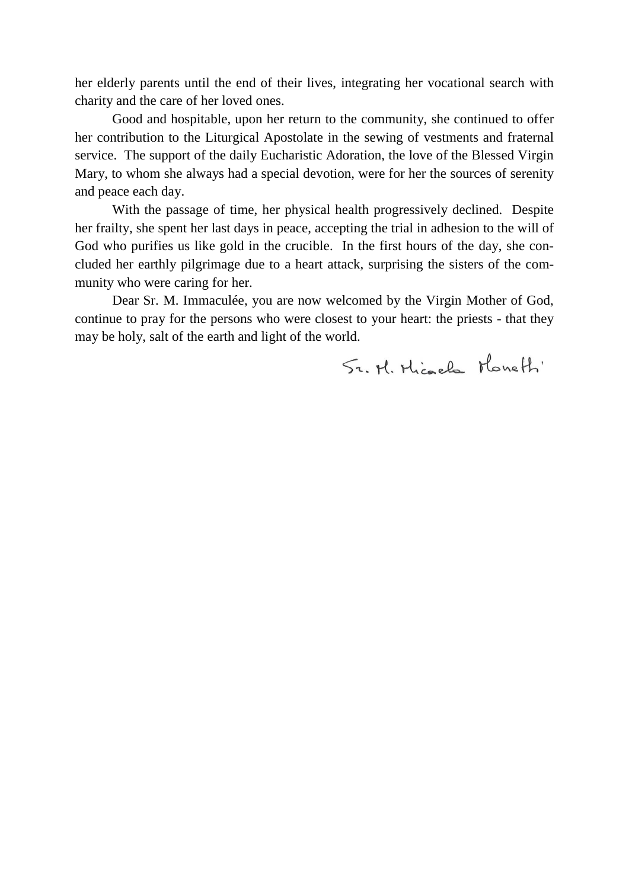her elderly parents until the end of their lives, integrating her vocational search with charity and the care of her loved ones.

Good and hospitable, upon her return to the community, she continued to offer her contribution to the Liturgical Apostolate in the sewing of vestments and fraternal service. The support of the daily Eucharistic Adoration, the love of the Blessed Virgin Mary, to whom she always had a special devotion, were for her the sources of serenity and peace each day.

With the passage of time, her physical health progressively declined. Despite her frailty, she spent her last days in peace, accepting the trial in adhesion to the will of God who purifies us like gold in the crucible. In the first hours of the day, she concluded her earthly pilgrimage due to a heart attack, surprising the sisters of the community who were caring for her.

Dear Sr. M. Immaculée, you are now welcomed by the Virgin Mother of God, continue to pray for the persons who were closest to your heart: the priests - that they may be holy, salt of the earth and light of the world.

Sr. M. Micaela Monetti